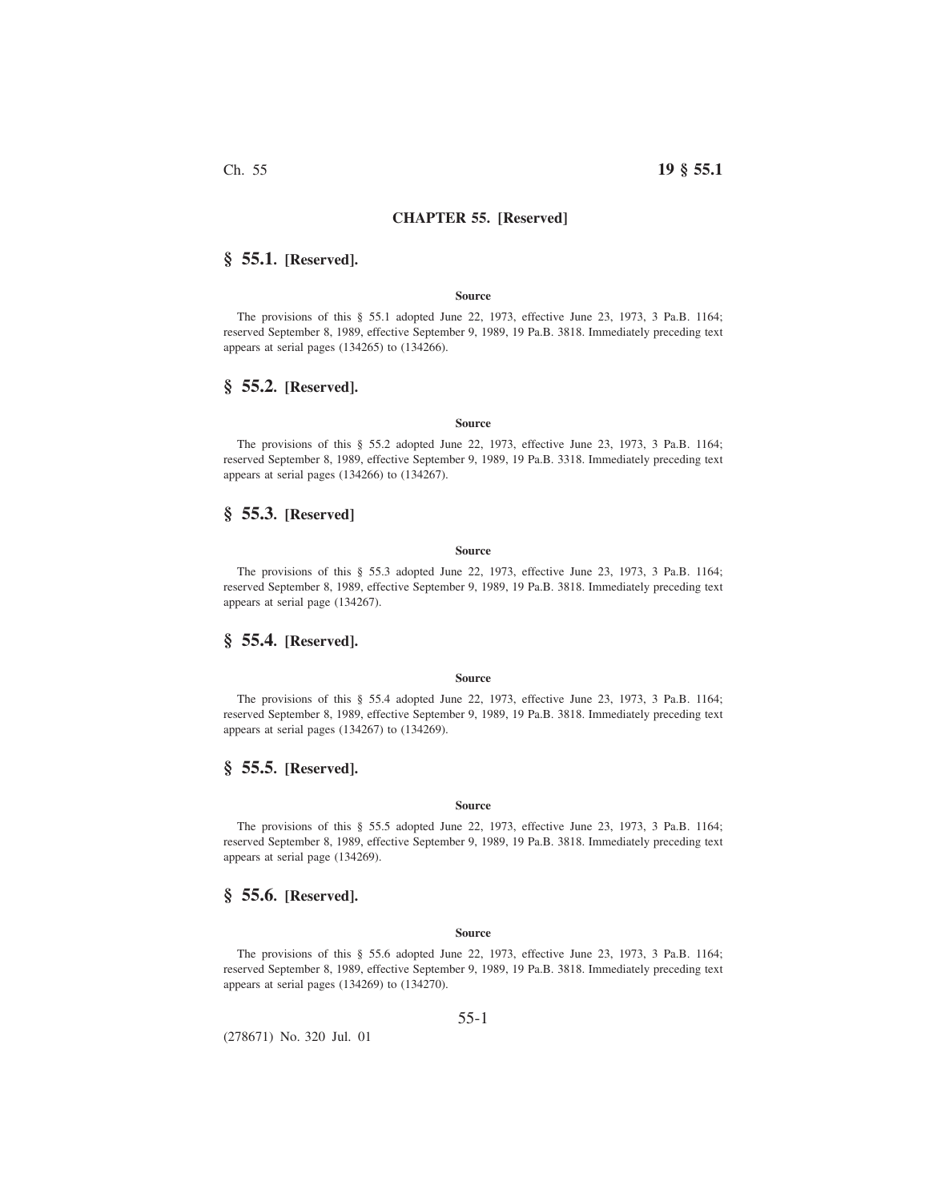# CHAPTER 55. [Reserved]

## § 55.1. [Reserved].

**Source**

The provisions of this § 55.1 adopted June 22, 1973, effective June 23, 1973, 3 Pa.B. 1164; reserved September 8, 1989, effective September 9, 1989, 19 Pa.B. 3818. Immediately preceding text appears at serial pages (134265) to (134266).

## § 55.2. [Reserved].

**Source**

The provisions of this § 55.2 adopted June 22, 1973, effective June 23, 1973, 3 Pa.B. 1164; reserved September 8, 1989, effective September 9, 1989, 19 Pa.B. 3318. Immediately preceding text appears at serial pages (134266) to (134267).

## § 55.3. [Reserved]

**Source**

The provisions of this § 55.3 adopted June 22, 1973, effective June 23, 1973, 3 Pa.B. 1164; reserved September 8, 1989, effective September 9, 1989, 19 Pa.B. 3818. Immediately preceding text appears at serial page (134267).

## § 55.4. [Reserved].

**Source**

The provisions of this § 55.4 adopted June 22, 1973, effective June 23, 1973, 3 Pa.B. 1164; reserved September 8, 1989, effective September 9, 1989, 19 Pa.B. 3818. Immediately preceding text appears at serial pages (134267) to (134269).

## § 55.5. [Reserved].

**Source**

The provisions of this § 55.5 adopted June 22, 1973, effective June 23, 1973, 3 Pa.B. 1164; reserved September 8, 1989, effective September 9, 1989, 19 Pa.B. 3818. Immediately preceding text appears at serial page (134269).

## § 55.6. [Reserved].

**Source**

The provisions of this § 55.6 adopted June 22, 1973, effective June 23, 1973, 3 Pa.B. 1164; reserved September 8, 1989, effective September 9, 1989, 19 Pa.B. 3818. Immediately preceding text appears at serial pages (134269) to (134270).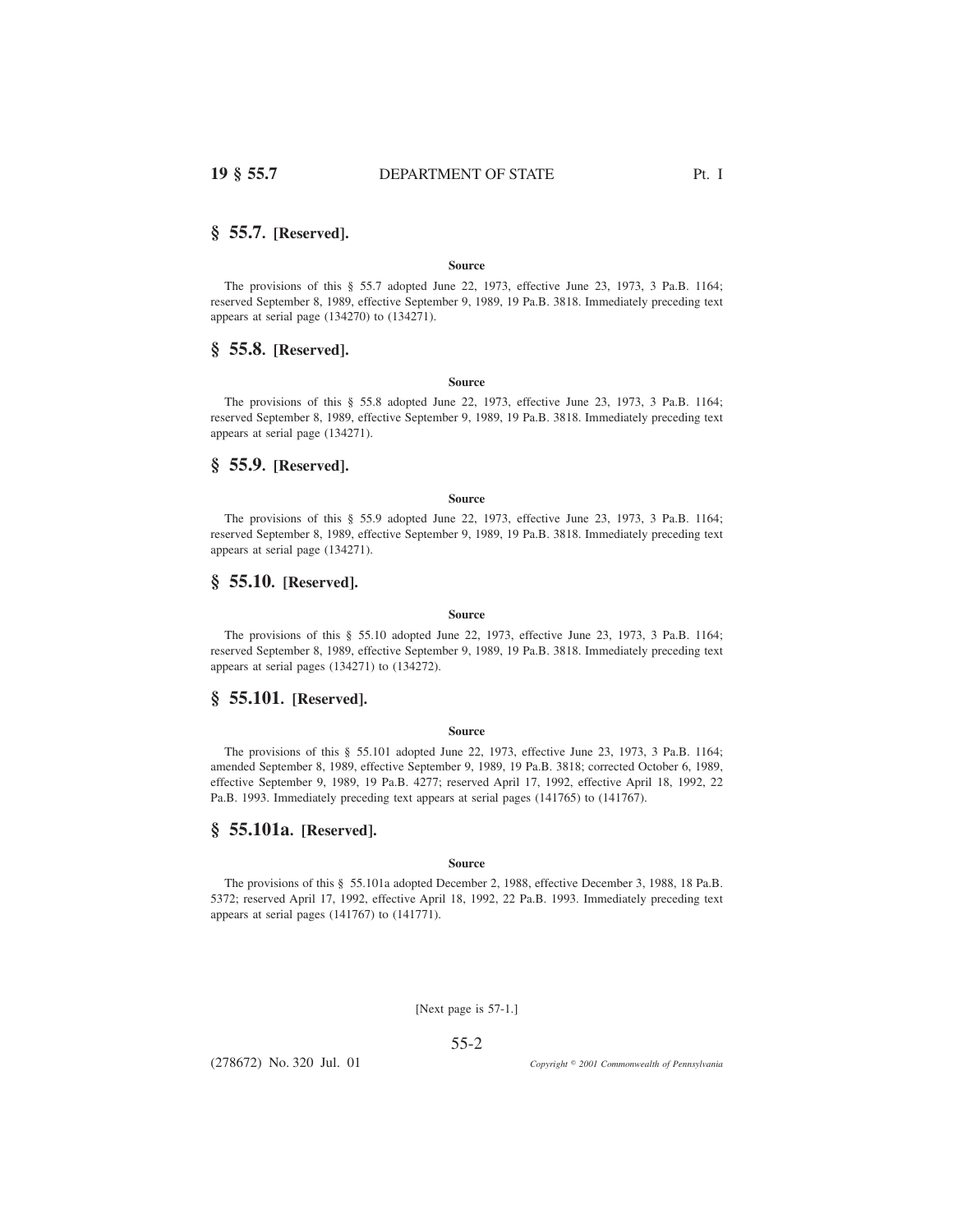## § 55.7. [Reserved].

**Source**

The provisions of this § 55.7 adopted June 22, 1973, effective June 23, 1973, 3 Pa.B. 1164; reserved September 8, 1989, effective September 9, 1989, 19 Pa.B. 3818. Immediately preceding text appears at serial page (134270) to (134271).

## § 55.8. [Reserved].

**Source**

The provisions of this § 55.8 adopted June 22, 1973, effective June 23, 1973, 3 Pa.B. 1164; reserved September 8, 1989, effective September 9, 1989, 19 Pa.B. 3818. Immediately preceding text appears at serial page (134271).

## § 55.9. [Reserved].

**Source**

The provisions of this § 55.9 adopted June 22, 1973, effective June 23, 1973, 3 Pa.B. 1164; reserved September 8, 1989, effective September 9, 1989, 19 Pa.B. 3818. Immediately preceding text appears at serial page (134271).

## § 55.10. [Reserved].

**Source**

The provisions of this § 55.10 adopted June 22, 1973, effective June 23, 1973, 3 Pa.B. 1164; reserved September 8, 1989, effective September 9, 1989, 19 Pa.B. 3818. Immediately preceding text appears at serial pages (134271) to (134272).

## § 55.101. [Reserved].

**Source**

The provisions of this § 55.101 adopted June 22, 1973, effective June 23, 1973, 3 Pa.B. 1164; amended September 8, 1989, effective September 9, 1989, 19 Pa.B. 3818; corrected October 6, 1989, effective September 9, 1989, 19 Pa.B. 4277; reserved April 17, 1992, effective April 18, 1992, 22 Pa.B. 1993. Immediately preceding text appears at serial pages (141765) to (141767).

## § 55.101a. [Reserved].

**Source**

The provisions of this § 55.101a adopted December 2, 1988, effective December 3, 1988, 18 Pa.B. 5372; reserved April 17, 1992, effective April 18, 1992, 22 Pa.B. 1993. Immediately preceding text appears at serial pages (141767) to (141771).

[Next page is 57-1.]